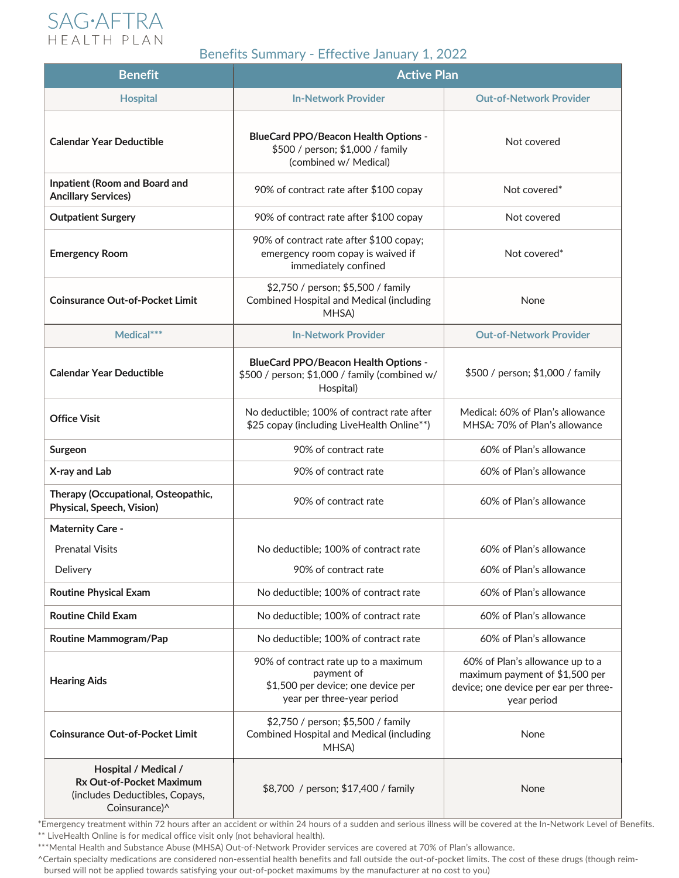# SAG·AFTRA HEALTH PLAN

## Benefits Summary - Effective January 1, 2022

| Benefit | Active Plan | |
|---|---|---|
| **Hospital** | **In-Network Provider** | **Out-of-Network Provider** |
| **Calendar Year Deductible** | **BlueCard PPO/Beacon Health Options** - $500 / person; $1,000 / family (combined w/ Medical) | Not covered |
| **Inpatient (Room and Board and Ancillary Services)** | 90% of contract rate after $100 copay | Not covered* |
| **Outpatient Surgery** | 90% of contract rate after $100 copay | Not covered |
| **Emergency Room** | 90% of contract rate after $100 copay; emergency room copay is waived if immediately confined | Not covered* |
| **Coinsurance Out-of-Pocket Limit** | $2,750 / person; $5,500 / family Combined Hospital and Medical (including MHSA) | None |
| **Medical*** ** | **In-Network Provider** | **Out-of-Network Provider** |
| **Calendar Year Deductible** | **BlueCard PPO/Beacon Health Options** - $500 / person; $1,000 / family (combined w/ Hospital) | $500 / person; $1,000 / family |
| **Office Visit** | No deductible; 100% of contract rate after $25 copay (including LiveHealth Online**) | Medical: 60% of Plan's allowance<br>MHSA: 70% of Plan's allowance |
| **Surgeon** | 90% of contract rate | 60% of Plan's allowance |
| **X-ray and Lab** | 90% of contract rate | 60% of Plan's allowance |
| **Therapy (Occupational, Osteopathic, Physical, Speech, Vision)** | 90% of contract rate | 60% of Plan's allowance |
| **Maternity Care -** | | |
| Prenatal Visits | No deductible; 100% of contract rate | 60% of Plan's allowance |
| Delivery | 90% of contract rate | 60% of Plan's allowance |
| **Routine Physical Exam** | No deductible; 100% of contract rate | 60% of Plan's allowance |
| **Routine Child Exam** | No deductible; 100% of contract rate | 60% of Plan's allowance |
| **Routine Mammogram/Pap** | No deductible; 100% of contract rate | 60% of Plan's allowance |
| **Hearing Aids** | 90% of contract rate up to a maximum payment of $1,500 per device; one device per year per three-year period | 60% of Plan's allowance up to a maximum payment of $1,500 per device; one device per ear per three-year period |
| **Coinsurance Out-of-Pocket Limit** | $2,750 / person; $5,500 / family Combined Hospital and Medical (including MHSA) | None |
| **Hospital / Medical / Rx Out-of-Pocket Maximum** (includes Deductibles, Copays, Coinsurance)^ | $8,700 / person; $17,400 / family | None |

*Emergency treatment within 72 hours after an accident or within 24 hours of a sudden and serious illness will be covered at the In-Network Level of Benefits.

** LiveHealth Online is for medical office visit only (not behavioral health).

***Mental Health and Substance Abuse (MHSA) Out-of-Network Provider services are covered at 70% of Plan's allowance.

^Certain specialty medications are considered non-essential health benefits and fall outside the out-of-pocket limits. The cost of these drugs (though reimbursed will not be applied towards satisfying your out-of-pocket maximums by the manufacturer at no cost to you)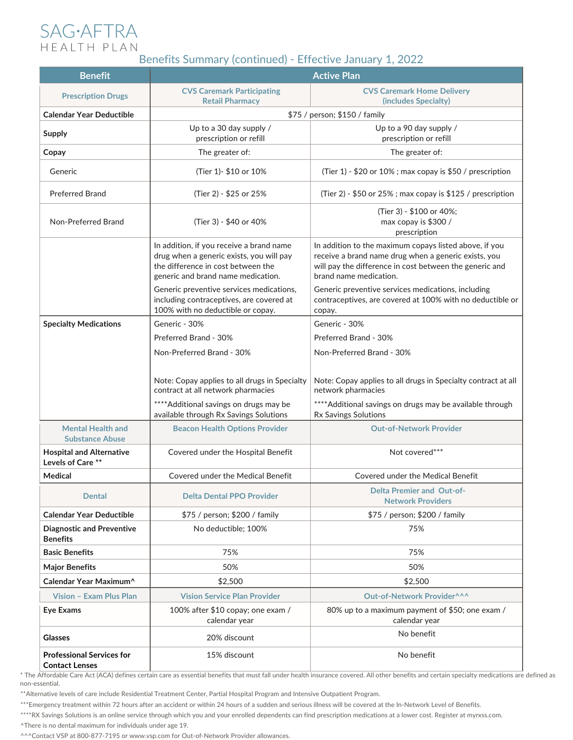# SAG·AFTRA HEALTH PLAN

## Benefits Summary (continued) - Effective January 1, 2022

| Benefit | Active Plan | |
|---|---|---|
| **Prescription Drugs** | **CVS Caremark Participating Retail Pharmacy** | **CVS Caremark Home Delivery (includes Specialty)** |
| **Calendar Year Deductible** | $75 / person; $150 / family | |
| **Supply** | Up to a 30 day supply / prescription or refill | Up to a 90 day supply / prescription or refill |
| **Copay** | The greater of: | The greater of: |
| Generic | (Tier 1)- $10 or 10% | (Tier 1) - $20 or 10% ; max copay is $50 / prescription |
| Preferred Brand | (Tier 2) - $25 or 25% | (Tier 2) - $50 or 25% ; max copay is $125 / prescription |
| Non-Preferred Brand | (Tier 3) - $40 or 40% | (Tier 3) - $100 or 40%; max copay is $300 / prescription |
| | In addition, if you receive a brand name drug when a generic exists, you will pay the difference in cost between the generic and brand name medication. Generic preventive services medications, including contraceptives, are covered at 100% with no deductible or copay. | In addition to the maximum copays listed above, if you receive a brand name drug when a generic exists, you will pay the difference in cost between the generic and brand name medication. Generic preventive services medications, including contraceptives, are covered at 100% with no deductible or copay. |
| **Specialty Medications** | Generic - 30% Preferred Brand - 30% Non-Preferred Brand - 30% Note: Copay applies to all drugs in Specialty contract at all network pharmacies ****Additional savings on drugs may be available through Rx Savings Solutions | Generic - 30% Preferred Brand - 30% Non-Preferred Brand - 30% Note: Copay applies to all drugs in Specialty contract at all network pharmacies ****Additional savings on drugs may be available through Rx Savings Solutions |
| **Mental Health and Substance Abuse** | **Beacon Health Options Provider** | **Out-of-Network Provider** |
| **Hospital and Alternative Levels of Care** ** | Covered under the Hospital Benefit | Not covered*** |
| **Medical** | Covered under the Medical Benefit | Covered under the Medical Benefit |
| **Dental** | **Delta Dental PPO Provider** | **Delta Premier and Out-of-Network Providers** |
| **Calendar Year Deductible** | $75 / person; $200 / family | $75 / person; $200 / family |
| **Diagnostic and Preventive Benefits** | No deductible; 100% | 75% |
| **Basic Benefits** | 75% | 75% |
| **Major Benefits** | 50% | 50% |
| **Calendar Year Maximum^** | $2,500 | $2,500 |
| **Vision – Exam Plus Plan** | **Vision Service Plan Provider** | **Out-of-Network Provider^^^** |
| **Eye Exams** | 100% after $10 copay; one exam / calendar year | 80% up to a maximum payment of $50; one exam / calendar year |
| **Glasses** | 20% discount | No benefit |
| **Professional Services for Contact Lenses** | 15% discount | No benefit |

* The Affordable Care Act (ACA) defines certain care as essential benefits that must fall under health insurance covered. All other benefits and certain specialty medications are defined as non-essential.

**Alternative levels of care include Residential Treatment Center, Partial Hospital Program and Intensive Outpatient Program.

***Emergency treatment within 72 hours after an accident or within 24 hours of a sudden and serious illness will be covered at the In-Network Level of Benefits.

****RX Savings Solutions is an online service through which you and your enrolled dependents can find prescription medications at a lower cost. Register at myrxss.com.

^There is no dental maximum for individuals under age 19.

^^^Contact VSP at 800-877-7195 or www.vsp.com for Out-of-Network Provider allowances.